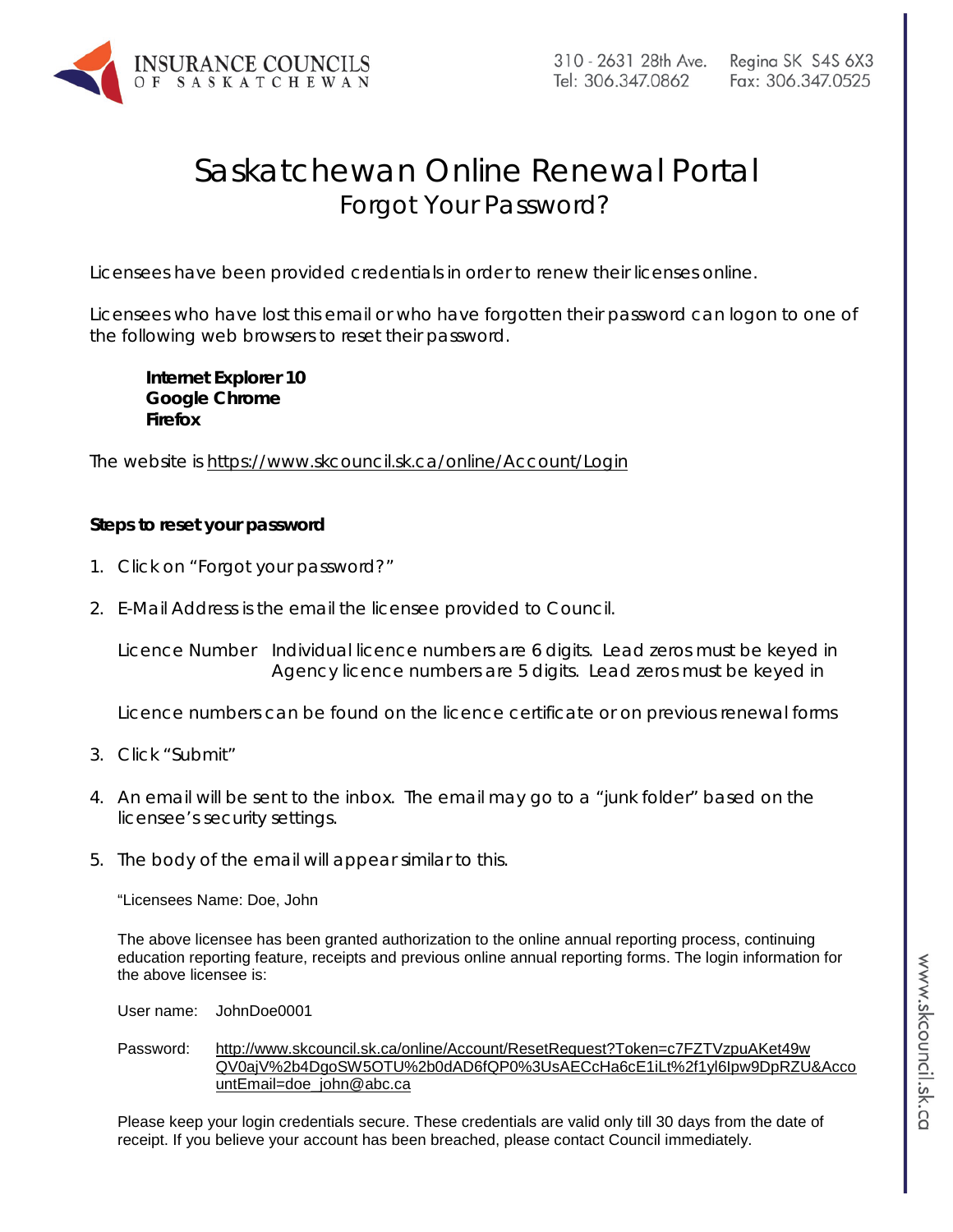INSURANCE COUNCILS OF SASKATCHEWAN

310 - 2631 28th Ave. Regina SK S4S 6X3
Tel: 306.347.0862 Fax: 306.347.0525

# Saskatchewan Online Renewal Portal
## Forgot Your Password?

Licensees have been provided credentials in order to renew their licenses online.

Licensees who have lost this email or who have forgotten their password can logon to one of the following web browsers to reset their password.

**Internet Explorer 10**
**Google Chrome**
**Firefox**

The website is https://www.skcouncil.sk.ca/online/Account/Login

**Steps to reset your password**

1. Click on "Forgot your password?"
2. E-Mail Address is the email the licensee provided to Council.

   Licence Number Individual licence numbers are 6 digits. Lead zeros must be keyed in
   Agency licence numbers are 5 digits. Lead zeros must be keyed in

   Licence numbers can be found on the licence certificate or on previous renewal forms

3. Click "Submit"
4. An email will be sent to the inbox. The email may go to a "junk folder" based on the licensee's security settings.
5. The body of the email will appear similar to this.

   "Licensees Name: Doe, John

   The above licensee has been granted authorization to the online annual reporting process, continuing education reporting feature, receipts and previous online annual reporting forms. The login information for the above licensee is:

   User name: JohnDoe0001

   Password: http://www.skcouncil.sk.ca/online/Account/ResetRequest?Token=c7FZTVzpuAKet49wQV0ajV%2b4DgoSW5OTU%2b0dAD6fQP0%3UsAECcHa6cE1iLt%2f1yl6Ipw9DpRZU&AccountEmail=doe_john@abc.ca

   Please keep your login credentials secure. These credentials are valid only till 30 days from the date of receipt. If you believe your account has been breached, please contact Council immediately.

www.skcouncil.sk.ca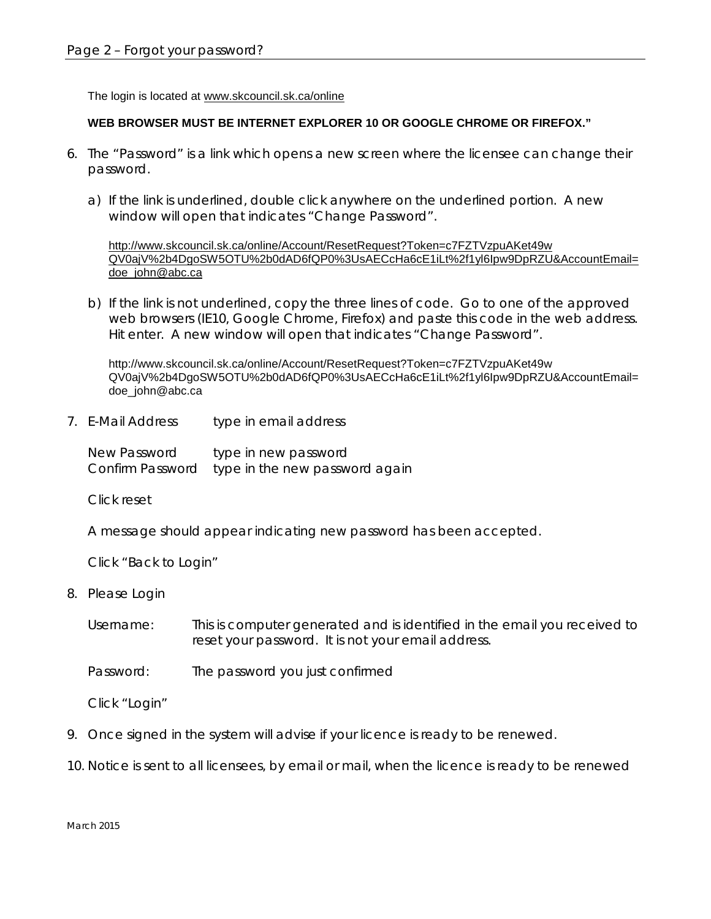## Page 2 – Forgot your password?

The login is located at www.skcouncil.sk.ca/online

**WEB BROWSER MUST BE INTERNET EXPLORER 10 OR GOOGLE CHROME OR FIREFOX."**

6. The "Password" is a link which opens a new screen where the licensee can change their password.

   a) If the link is underlined, double click anywhere on the underlined portion. A new window will open that indicates "Change Password".

      http://www.skcouncil.sk.ca/online/Account/ResetRequest?Token=c7FZTVzpuAKet49wQV0ajV%2b4DgoSW5OTU%2b0dAD6fQP0%3UsAECcHa6cE1iLt%2f1yl6Ipw9DpRZU&AccountEmail=doe_john@abc.ca

   b) If the link is not underlined, copy the three lines of code. Go to one of the approved web browsers (IE10, Google Chrome, Firefox) and paste this code in the web address. Hit enter. A new window will open that indicates "Change Password".

      http://www.skcouncil.sk.ca/online/Account/ResetRequest?Token=c7FZTVzpuAKet49wQV0ajV%2b4DgoSW5OTU%2b0dAD6fQP0%3UsAECcHa6cE1iLt%2f1yl6Ipw9DpRZU&AccountEmail=doe_john@abc.ca

7. E-Mail Address type in email address

   New Password type in new password
   Confirm Password type in the new password again

   Click reset

   A message should appear indicating new password has been accepted.

   Click "Back to Login"

8. Please Login

   Username: This is computer generated and is identified in the email you received to reset your password. It is not your email address.

   Password: The password you just confirmed

   Click "Login"

9. Once signed in the system will advise if your licence is ready to be renewed.

10. Notice is sent to all licensees, by email or mail, when the licence is ready to be renewed

March 2015